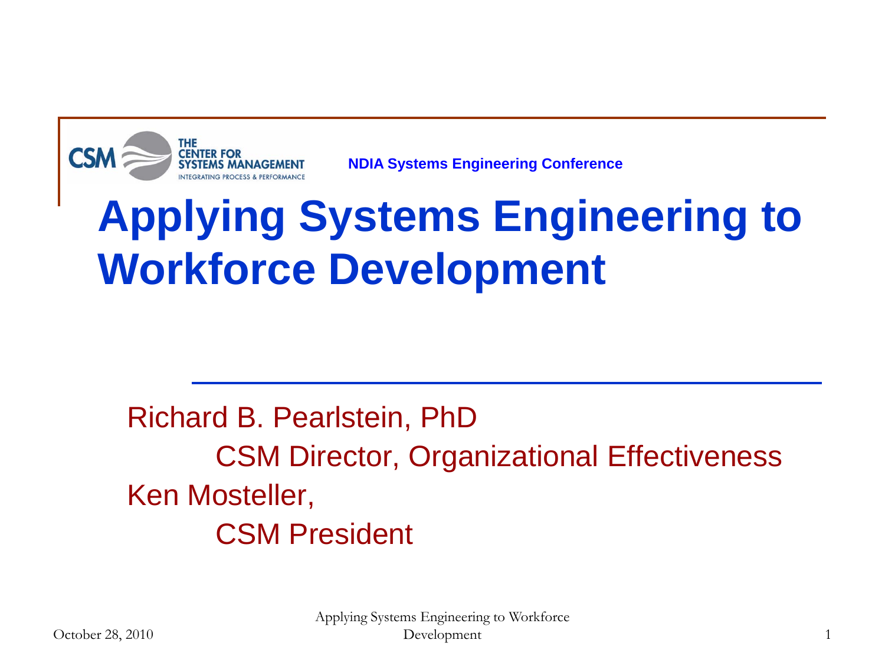THE CENTER FOR SYSTEMS MANAGEMENT
INTEGRATING PROCESS & PERFORMANCE

NDIA Systems Engineering Conference

# Applying Systems Engineering to Workforce Development

Richard B. Pearlstein, PhD
CSM Director, Organizational Effectiveness

Ken Mosteller,
CSM President

October 28, 2010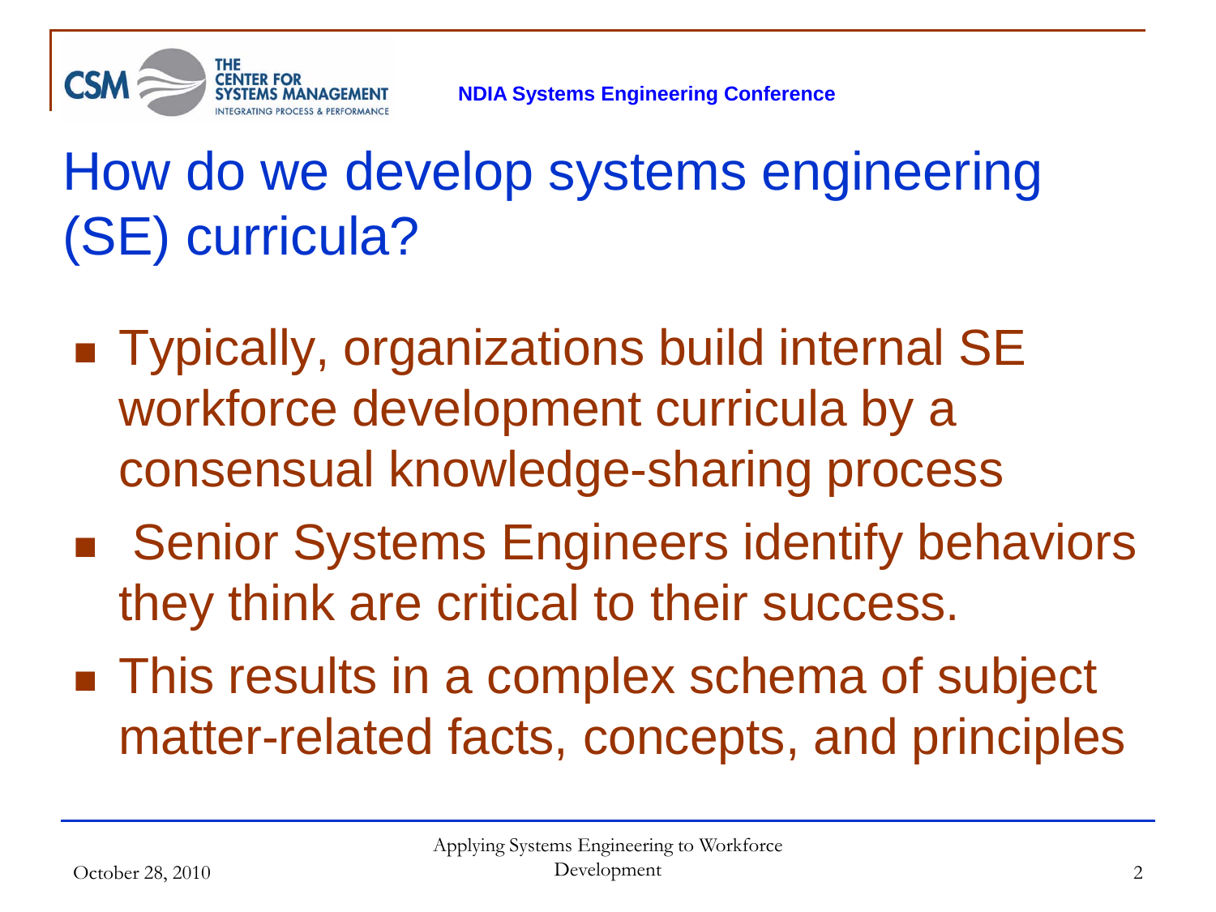# How do we develop systems engineering (SE) curricula?

- Typically, organizations build internal SE workforce development curricula by a consensual knowledge-sharing process
- Senior Systems Engineers identify behaviors they think are critical to their success.
- This results in a complex schema of subject matter-related facts, concepts, and principles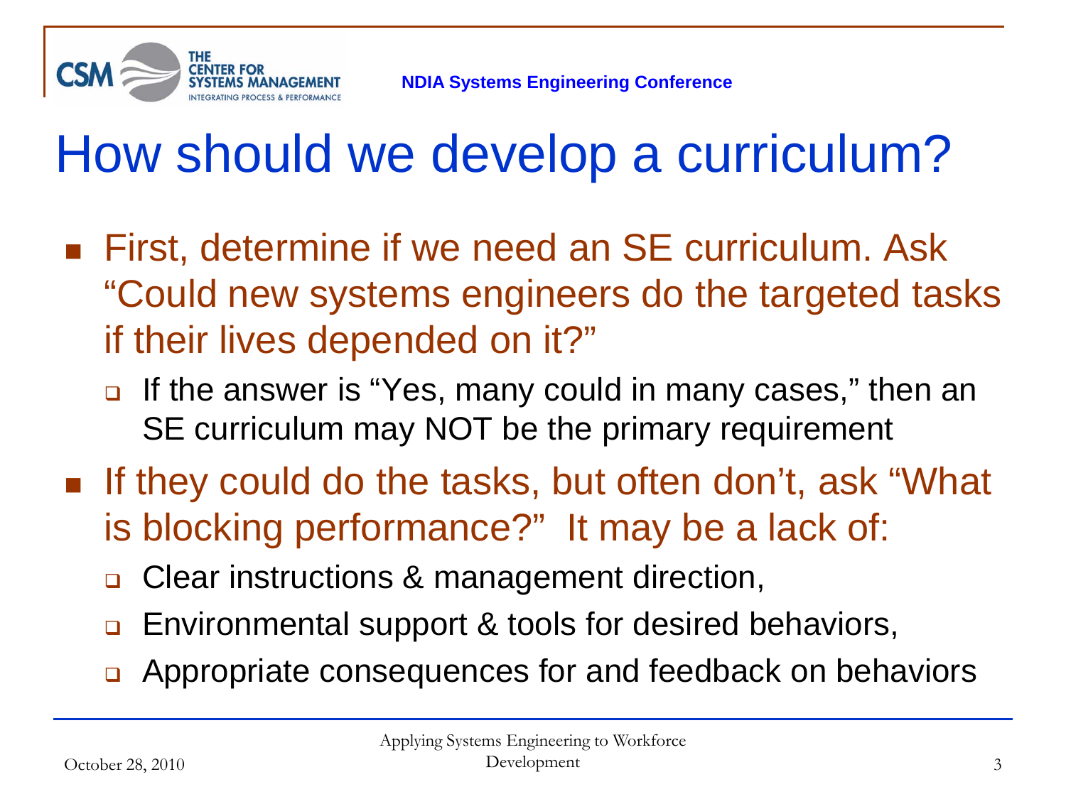# How should we develop a curriculum?

- First, determine if we need an SE curriculum. Ask "Could new systems engineers do the targeted tasks if their lives depended on it?"
  - If the answer is "Yes, many could in many cases," then an SE curriculum may NOT be the primary requirement
- If they could do the tasks, but often don't, ask "What is blocking performance?" It may be a lack of:
  - Clear instructions & management direction,
  - Environmental support & tools for desired behaviors,
  - Appropriate consequences for and feedback on behaviors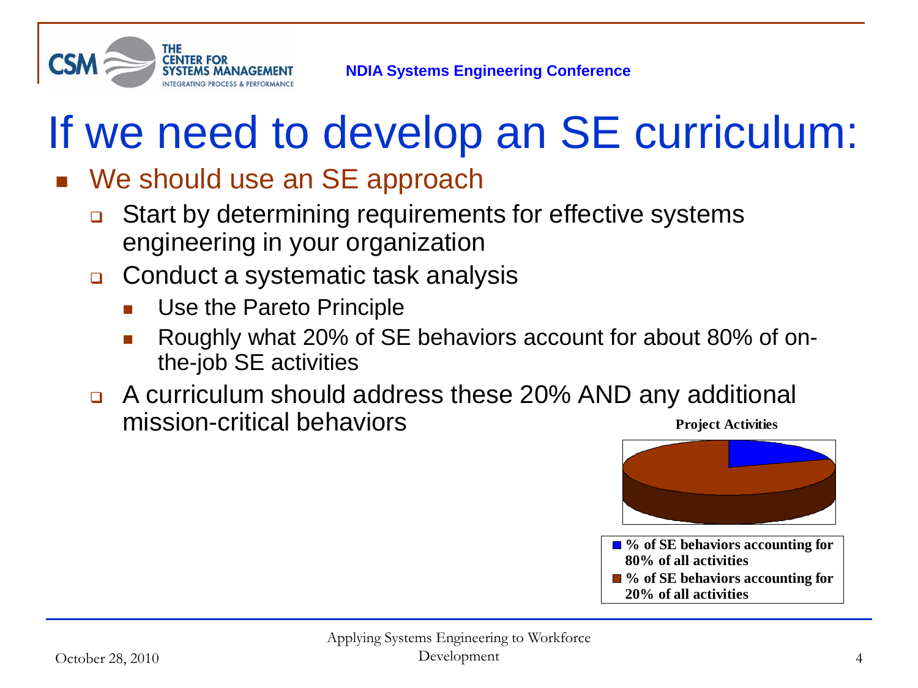# If we need to develop an SE curriculum:

- We should use an SE approach
  - Start by determining requirements for effective systems engineering in your organization
  - Conduct a systematic task analysis
    - Use the Pareto Principle
    - Roughly what 20% of SE behaviors account for about 80% of on-the-job SE activities
  - A curriculum should address these 20% AND any additional mission-critical behaviors

**Project Activities**

- **% of SE behaviors accounting for 80% of all activities**
- **% of SE behaviors accounting for 20% of all activities**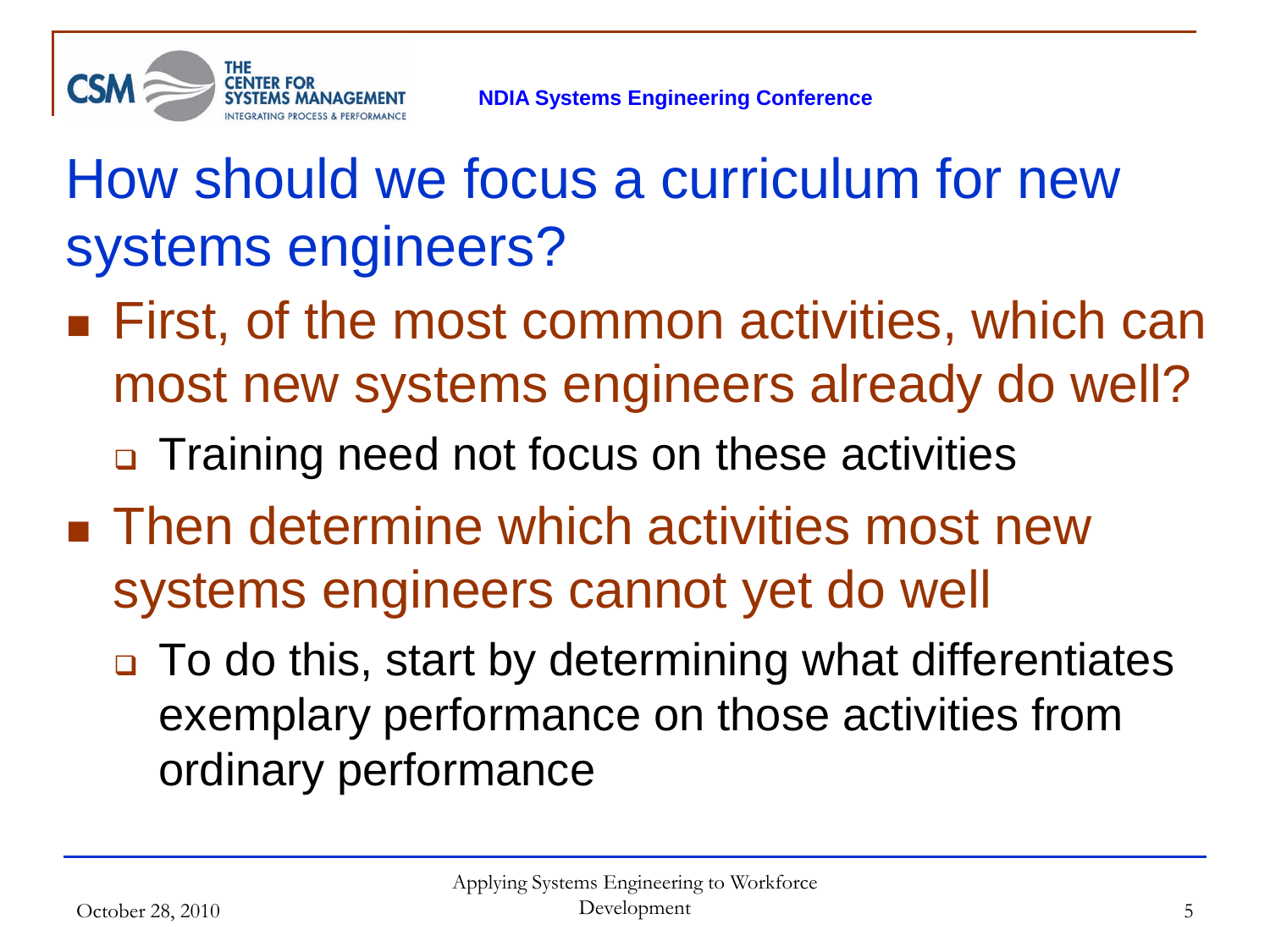# How should we focus a curriculum for new systems engineers?

- First, of the most common activities, which can most new systems engineers already do well?
  - Training need not focus on these activities
- Then determine which activities most new systems engineers cannot yet do well
  - To do this, start by determining what differentiates exemplary performance on those activities from ordinary performance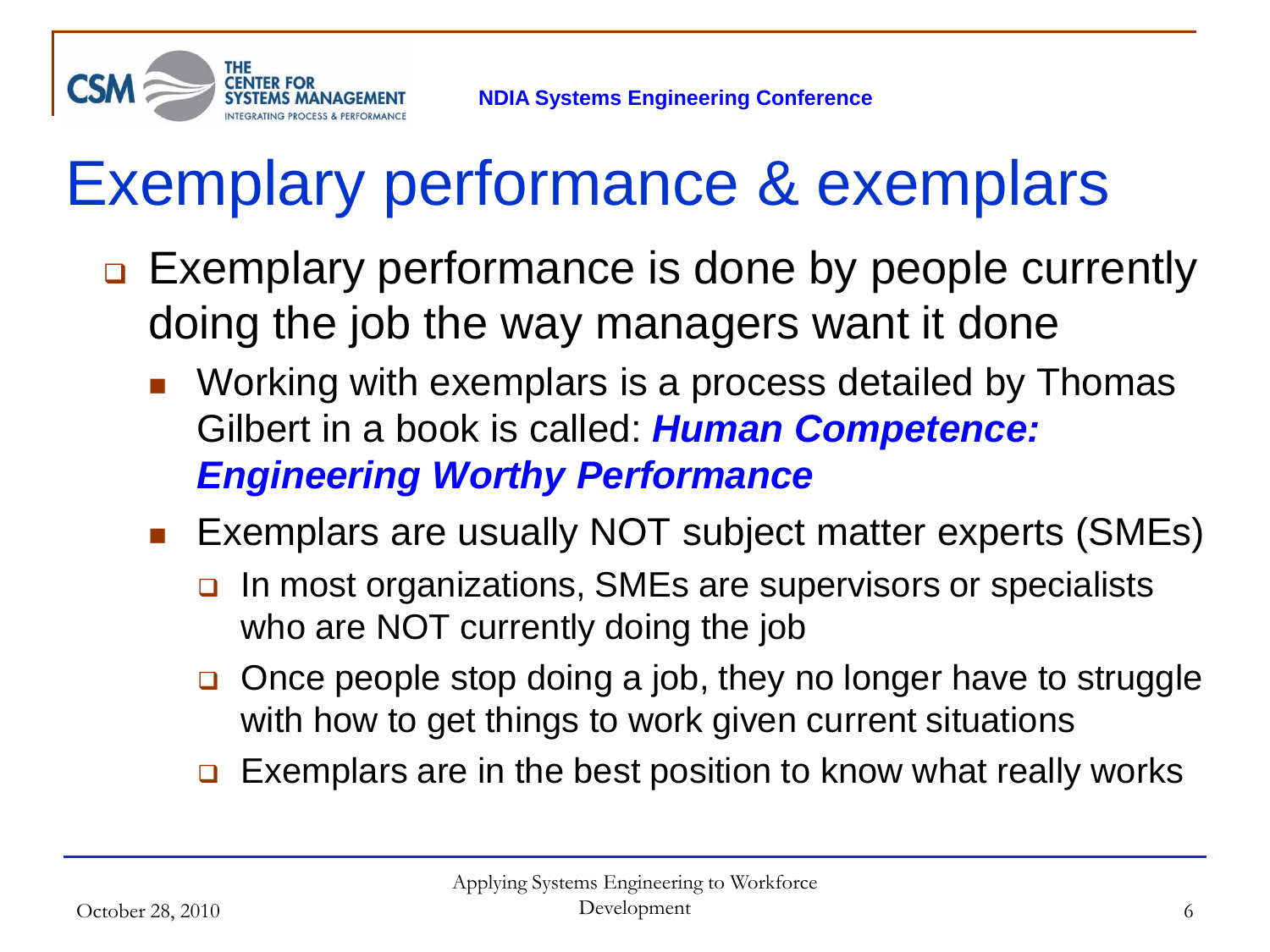# Exemplary performance & exemplars

- Exemplary performance is done by people currently doing the job the way managers want it done
  - Working with exemplars is a process detailed by Thomas Gilbert in a book is called: ***Human Competence: Engineering Worthy Performance***
  - Exemplars are usually NOT subject matter experts (SMEs)
    - In most organizations, SMEs are supervisors or specialists who are NOT currently doing the job
    - Once people stop doing a job, they no longer have to struggle with how to get things to work given current situations
    - Exemplars are in the best position to know what really works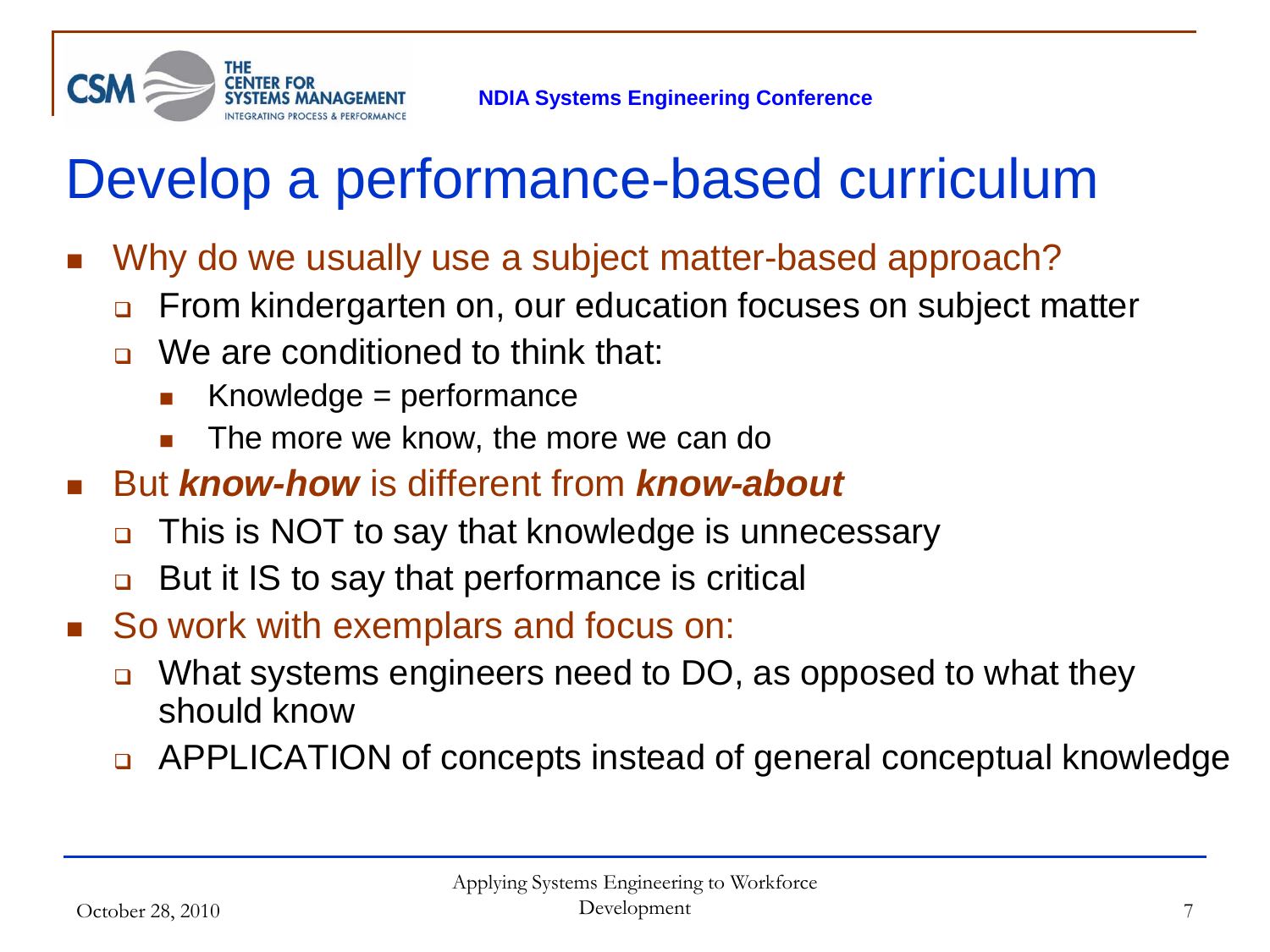# Develop a performance-based curriculum

- Why do we usually use a subject matter-based approach?
  - From kindergarten on, our education focuses on subject matter
  - We are conditioned to think that:
    - Knowledge = performance
    - The more we know, the more we can do
- But ***know-how*** is different from ***know-about***
  - This is NOT to say that knowledge is unnecessary
  - But it IS to say that performance is critical
- So work with exemplars and focus on:
  - What systems engineers need to DO, as opposed to what they should know
  - APPLICATION of concepts instead of general conceptual knowledge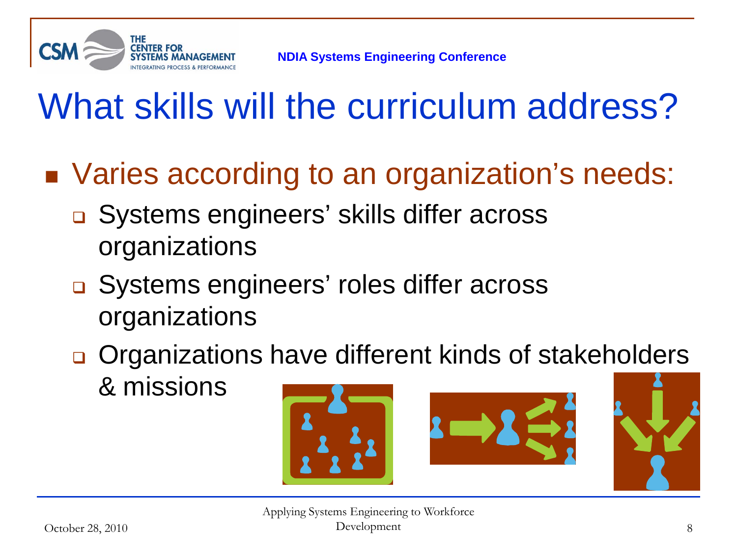# What skills will the curriculum address?

- Varies according to an organization's needs:
  - Systems engineers' skills differ across organizations
  - Systems engineers' roles differ across organizations
  - Organizations have different kinds of stakeholders & missions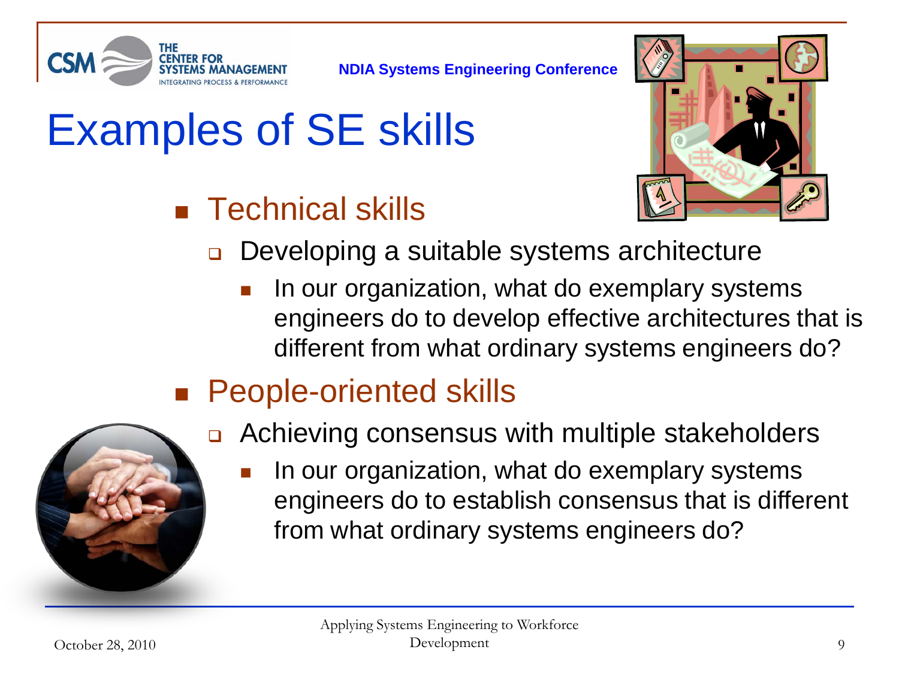# Examples of SE skills

- Technical skills
  - Developing a suitable systems architecture
    - In our organization, what do exemplary systems engineers do to develop effective architectures that is different from what ordinary systems engineers do?
- People-oriented skills
  - Achieving consensus with multiple stakeholders
    - In our organization, what do exemplary systems engineers do to establish consensus that is different from what ordinary systems engineers do?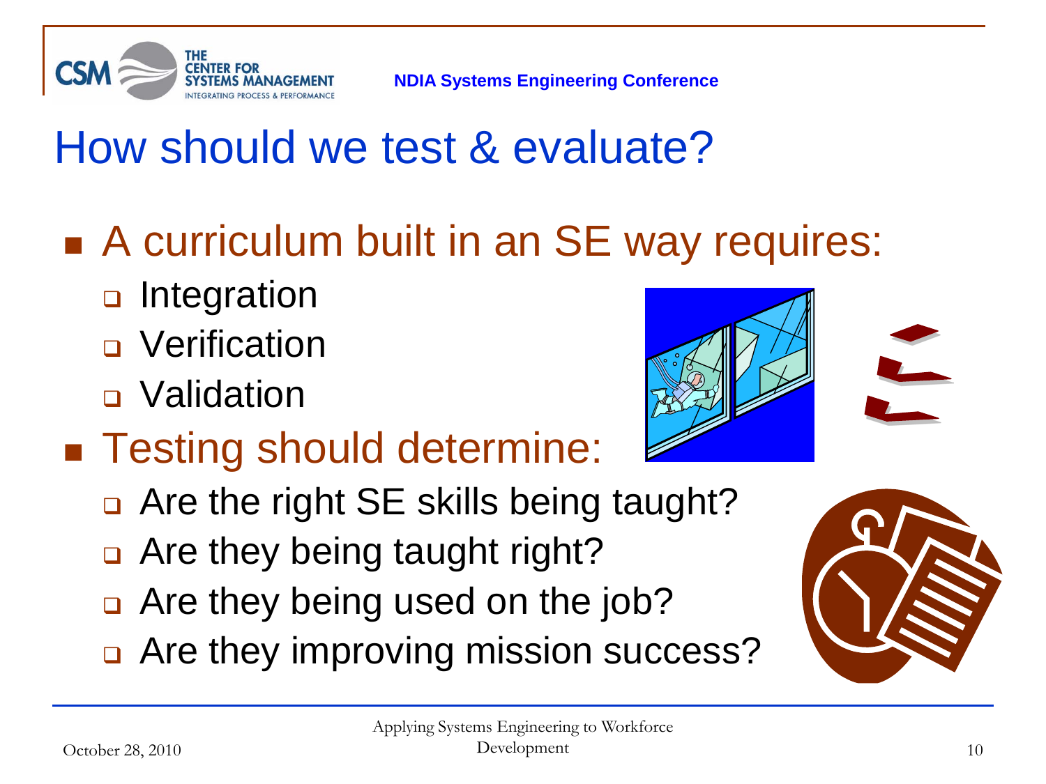# How should we test & evaluate?

- A curriculum built in an SE way requires:
  - Integration
  - Verification
  - Validation
- Testing should determine:
  - Are the right SE skills being taught?
  - Are they being taught right?
  - Are they being used on the job?
  - Are they improving mission success?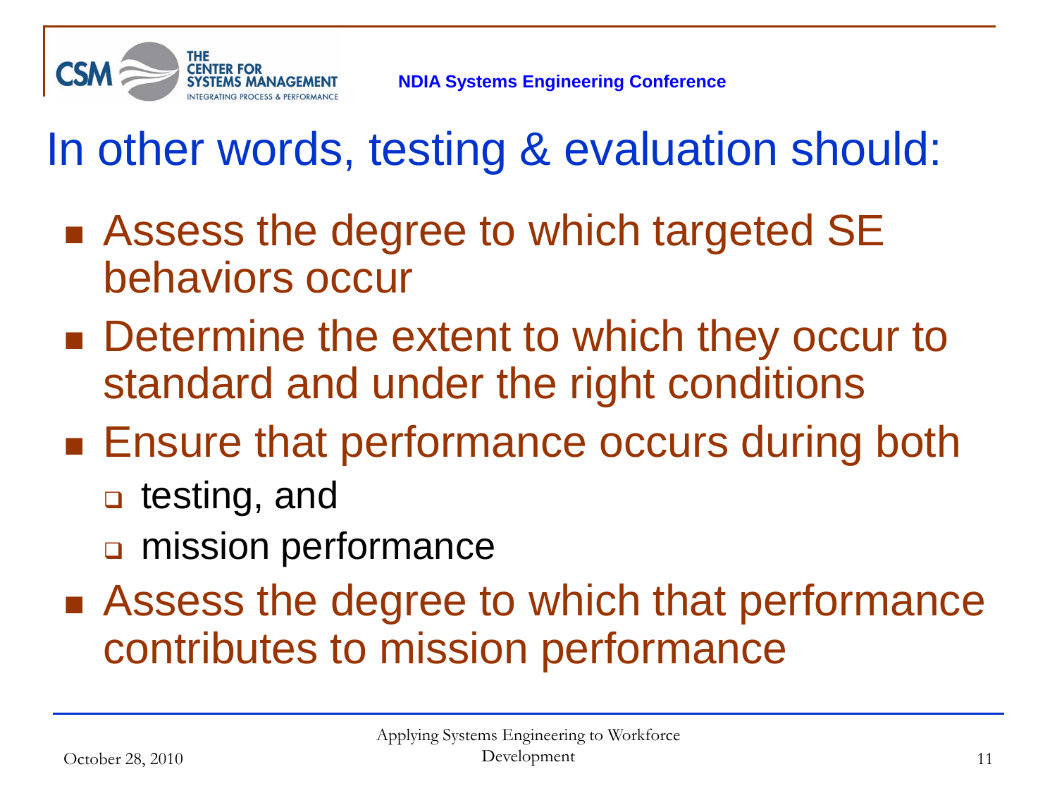# In other words, testing & evaluation should:

- Assess the degree to which targeted SE behaviors occur
- Determine the extent to which they occur to standard and under the right conditions
- Ensure that performance occurs during both
  - testing, and
  - mission performance
- Assess the degree to which that performance contributes to mission performance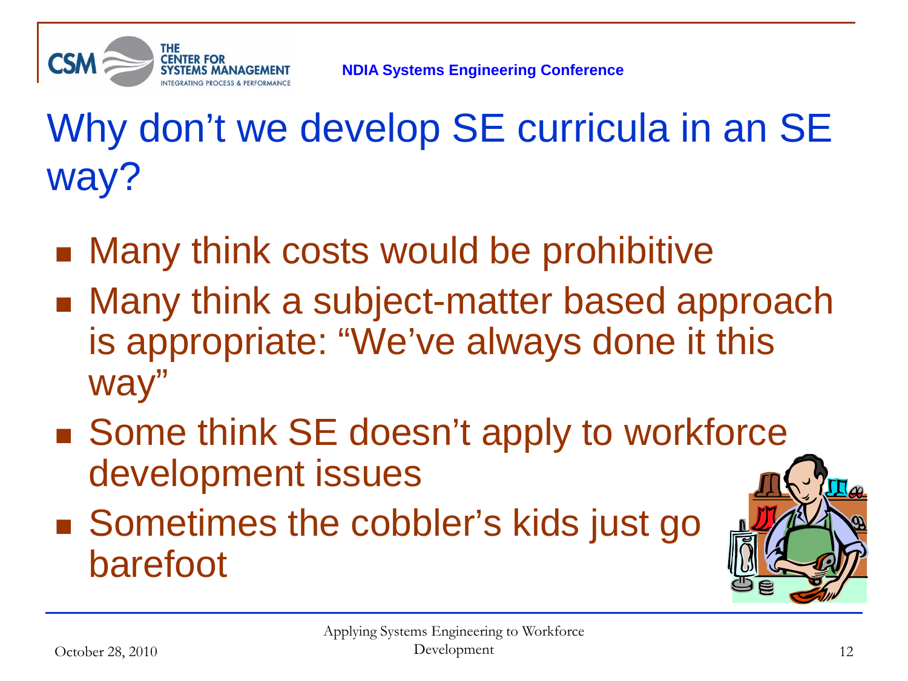# Why don't we develop SE curricula in an SE way?

- Many think costs would be prohibitive
- Many think a subject-matter based approach is appropriate: "We've always done it this way"
- Some think SE doesn't apply to workforce development issues
- Sometimes the cobbler's kids just go barefoot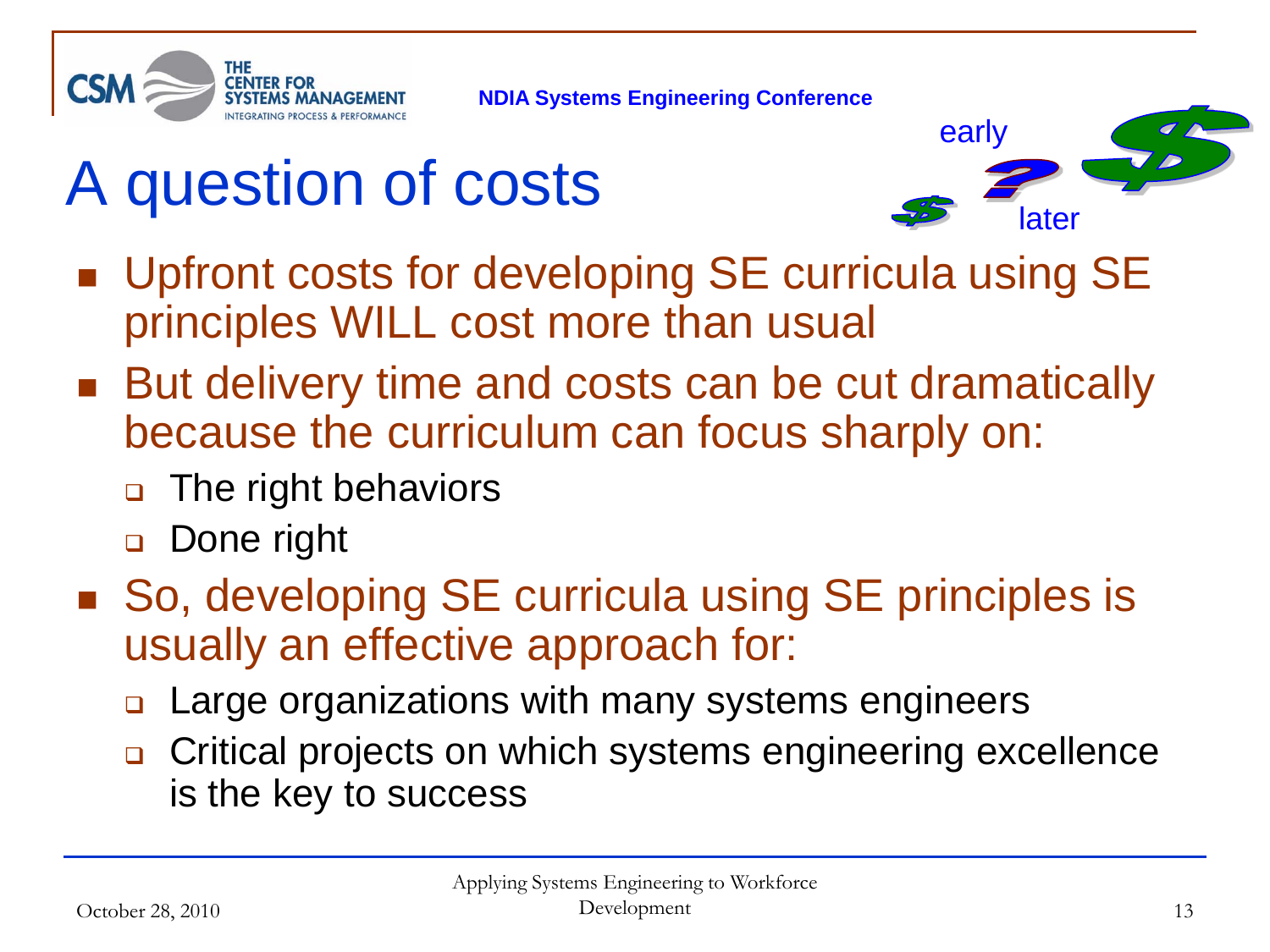# A question of costs

early

later

- Upfront costs for developing SE curricula using SE principles WILL cost more than usual
- But delivery time and costs can be cut dramatically because the curriculum can focus sharply on:
  - The right behaviors
  - Done right
- So, developing SE curricula using SE principles is usually an effective approach for:
  - Large organizations with many systems engineers
  - Critical projects on which systems engineering excellence is the key to success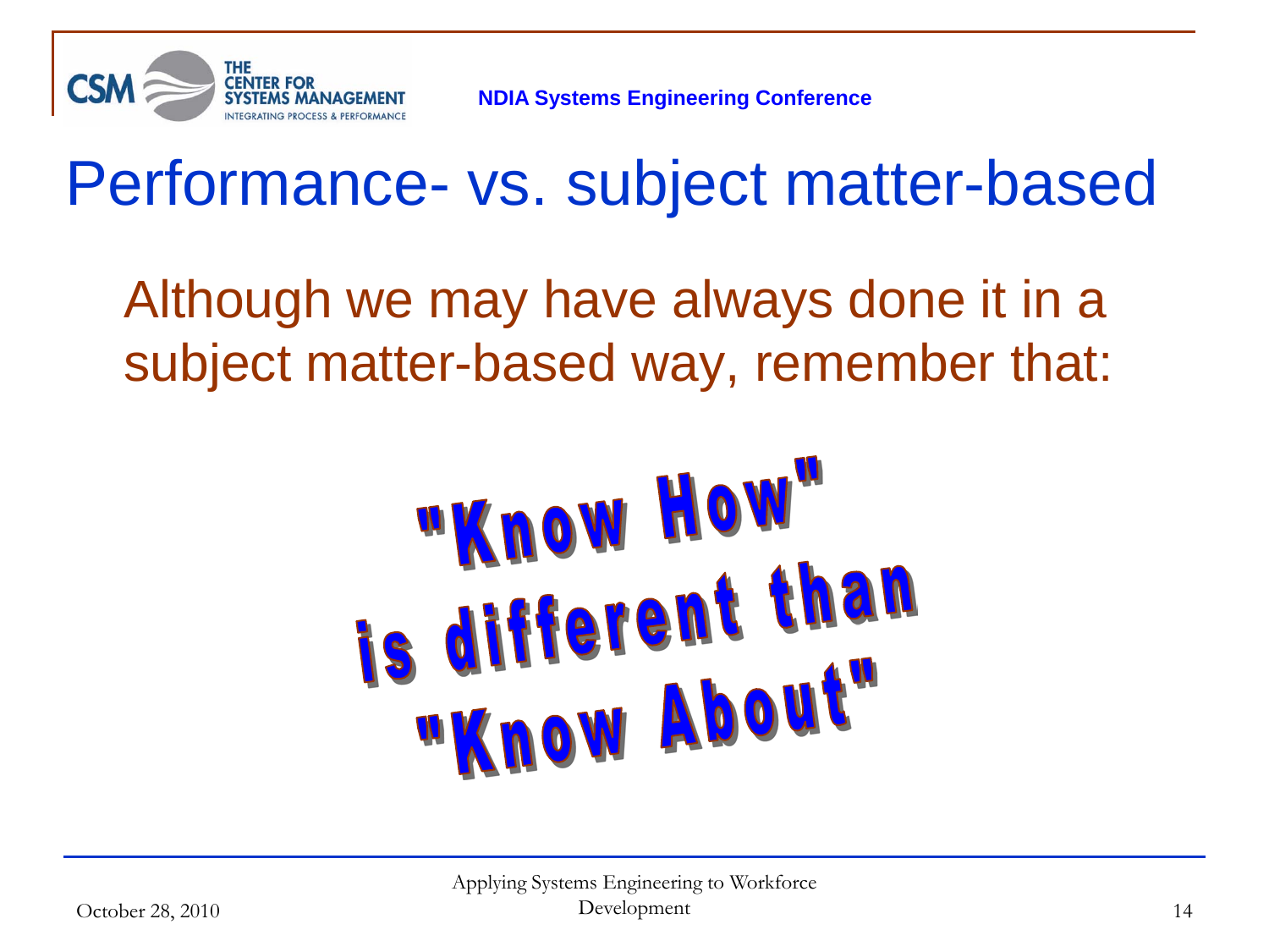# Performance- vs. subject matter-based

Although we may have always done it in a subject matter-based way, remember that:

**"Know How" is different than "Know About"**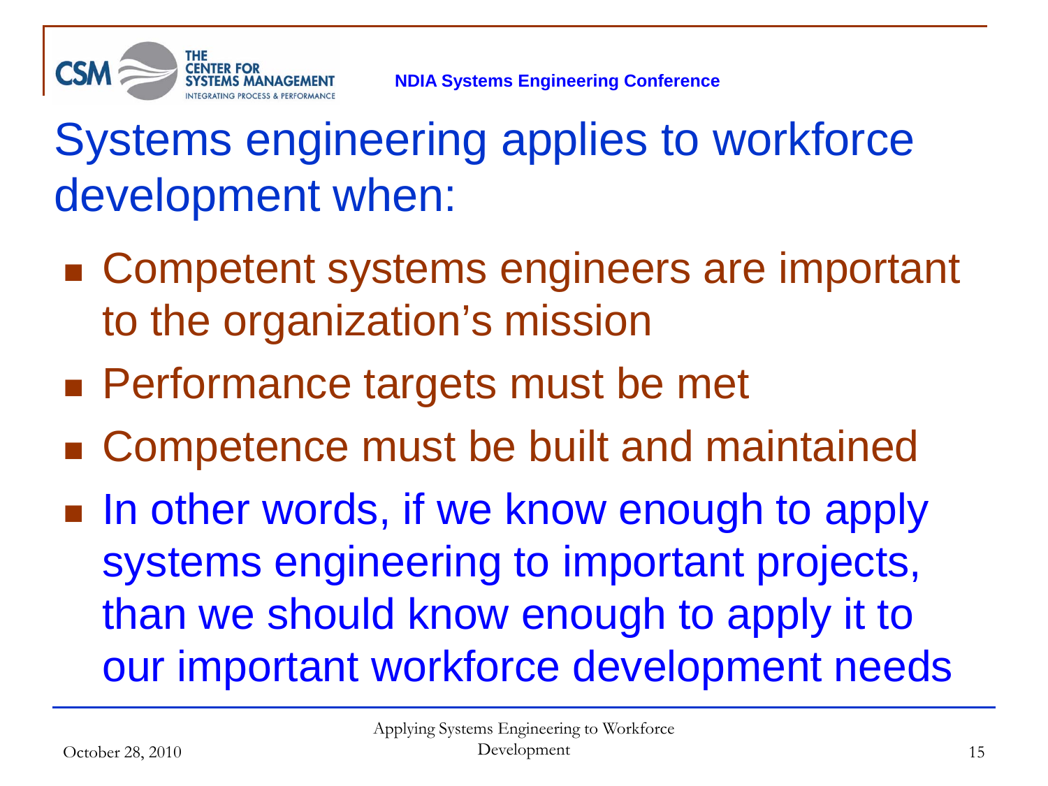# Systems engineering applies to workforce development when:

- Competent systems engineers are important to the organization's mission
- Performance targets must be met
- Competence must be built and maintained
- In other words, if we know enough to apply systems engineering to important projects, than we should know enough to apply it to our important workforce development needs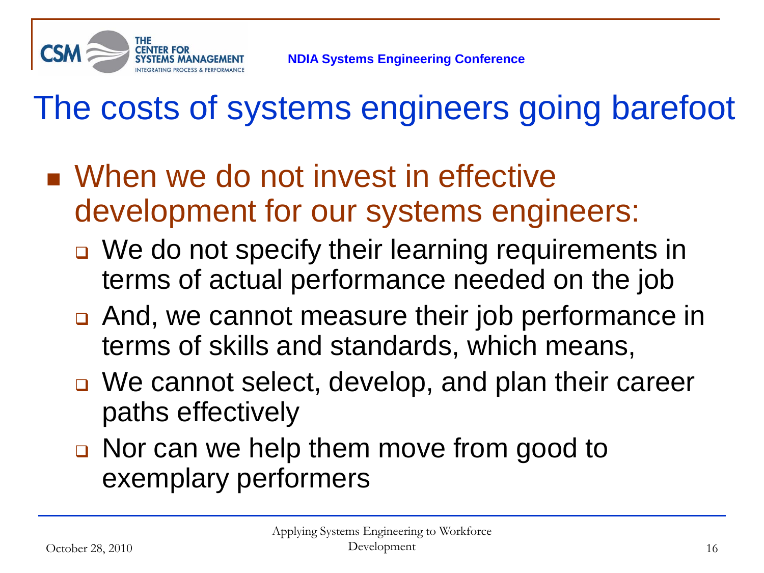# The costs of systems engineers going barefoot

- When we do not invest in effective development for our systems engineers:
  - We do not specify their learning requirements in terms of actual performance needed on the job
  - And, we cannot measure their job performance in terms of skills and standards, which means,
  - We cannot select, develop, and plan their career paths effectively
  - Nor can we help them move from good to exemplary performers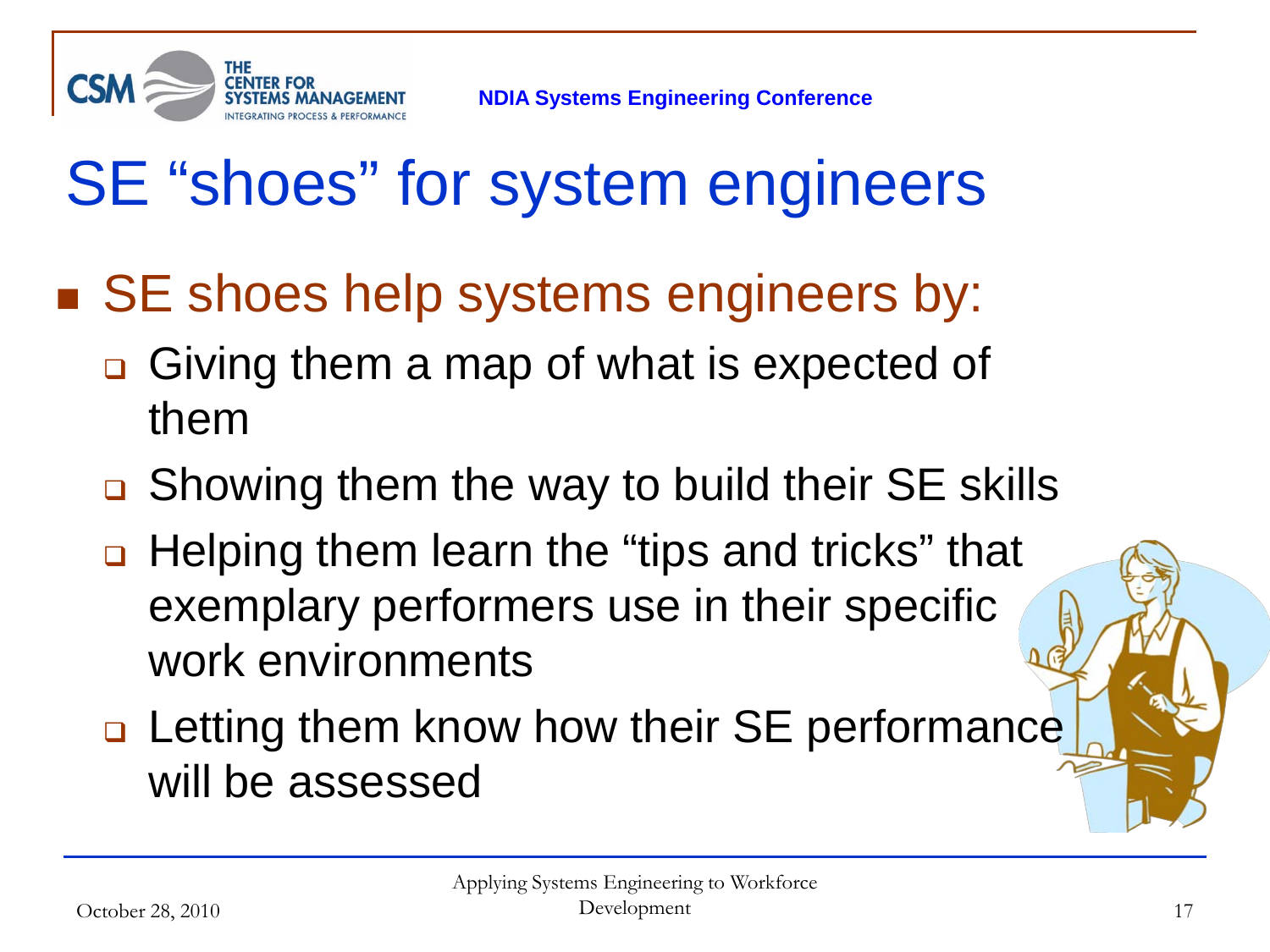# SE "shoes" for system engineers

- SE shoes help systems engineers by:
  - Giving them a map of what is expected of them
  - Showing them the way to build their SE skills
  - Helping them learn the "tips and tricks" that exemplary performers use in their specific work environments
  - Letting them know how their SE performance will be assessed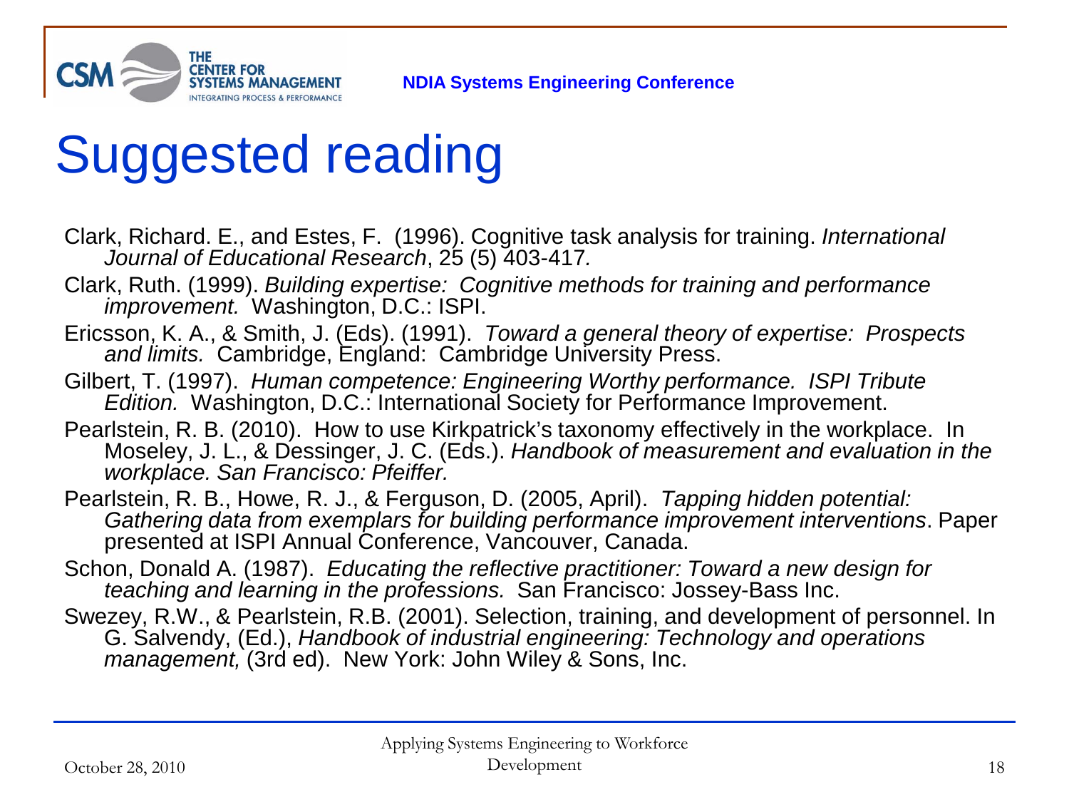# Suggested reading

Clark, Richard. E., and Estes, F. (1996). Cognitive task analysis for training. *International Journal of Educational Research*, 25 (5) 403-417*.*

Clark, Ruth. (1999). *Building expertise: Cognitive methods for training and performance improvement.* Washington, D.C.: ISPI.

Ericsson, K. A., & Smith, J. (Eds). (1991). *Toward a general theory of expertise: Prospects and limits.* Cambridge, England: Cambridge University Press.

Gilbert, T. (1997). *Human competence: Engineering Worthy performance. ISPI Tribute Edition.* Washington, D.C.: International Society for Performance Improvement.

Pearlstein, R. B. (2010). How to use Kirkpatrick's taxonomy effectively in the workplace. In Moseley, J. L., & Dessinger, J. C. (Eds.). *Handbook of measurement and evaluation in the workplace. San Francisco: Pfeiffer.*

Pearlstein, R. B., Howe, R. J., & Ferguson, D. (2005, April). *Tapping hidden potential: Gathering data from exemplars for building performance improvement interventions*. Paper presented at ISPI Annual Conference, Vancouver, Canada.

Schon, Donald A. (1987). *Educating the reflective practitioner: Toward a new design for teaching and learning in the professions.* San Francisco: Jossey-Bass Inc.

Swezey, R.W., & Pearlstein, R.B. (2001). Selection, training, and development of personnel. In G. Salvendy, (Ed.), *Handbook of industrial engineering: Technology and operations management,* (3rd ed). New York: John Wiley & Sons, Inc.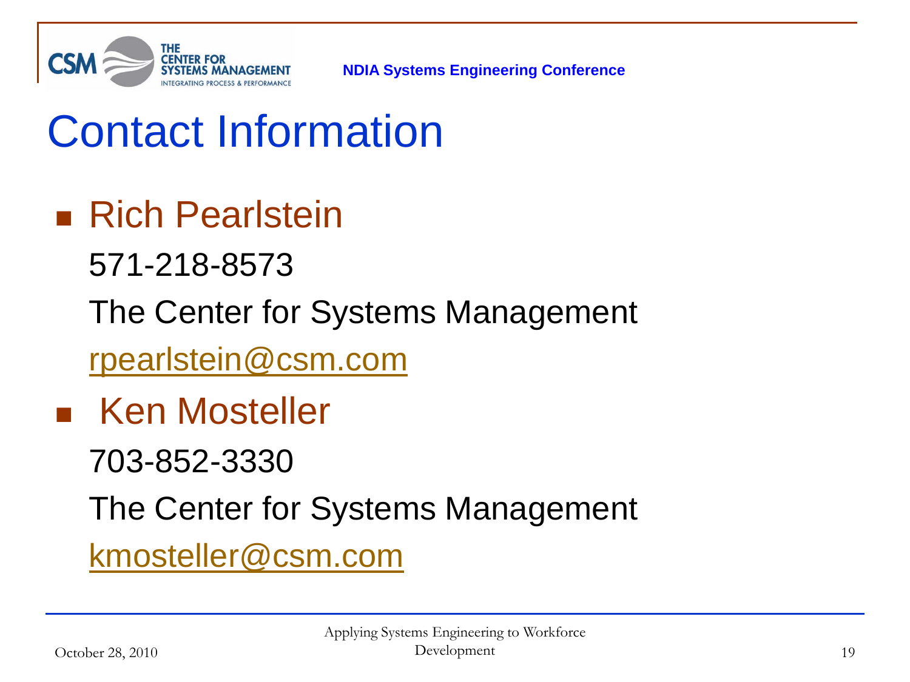# Contact Information

- Rich Pearlstein

  571-218-8573

  The Center for Systems Management

  rpearlstein@csm.com

- Ken Mosteller

  703-852-3330

  The Center for Systems Management

  kmosteller@csm.com